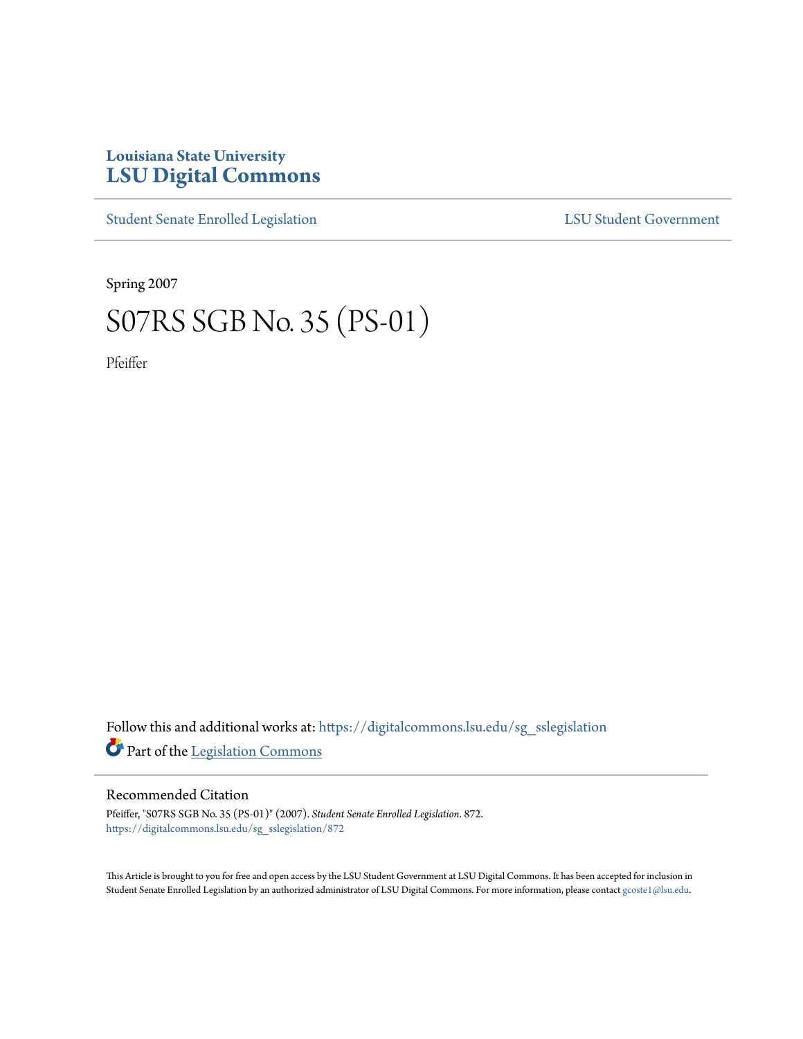Louisiana State University
# LSU Digital Commons

Student Senate Enrolled Legislation | LSU Student Government

Spring 2007

# S07RS SGB No. 35 (PS-01)

Pfeiffer

Follow this and additional works at: https://digitalcommons.lsu.edu/sg_sslegislation

Part of the Legislation Commons

## Recommended Citation

Pfeiffer, "S07RS SGB No. 35 (PS-01)" (2007). *Student Senate Enrolled Legislation*. 872.
https://digitalcommons.lsu.edu/sg_sslegislation/872

This Article is brought to you for free and open access by the LSU Student Government at LSU Digital Commons. It has been accepted for inclusion in Student Senate Enrolled Legislation by an authorized administrator of LSU Digital Commons. For more information, please contact gcoste1@lsu.edu.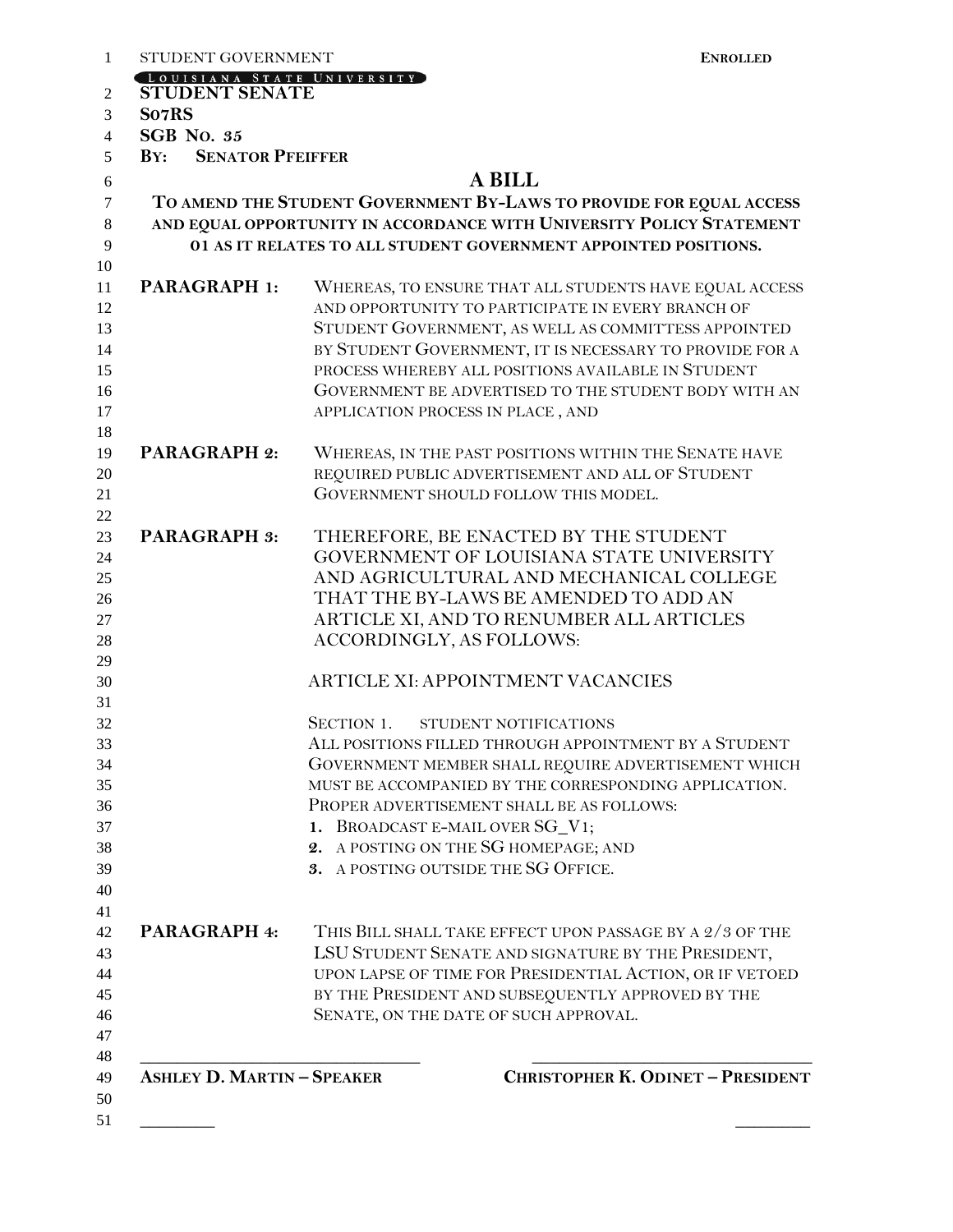STUDENT GOVERNMENT **ENROLLED**

LOUISIANA STATE UNIVERSITY

**STUDENT SENATE**

**S07RS**

**SGB NO. 35**

**BY: SENATOR PFEIFFER**

# A BILL

**TO AMEND THE STUDENT GOVERNMENT BY-LAWS TO PROVIDE FOR EQUAL ACCESS AND EQUAL OPPORTUNITY IN ACCORDANCE WITH UNIVERSITY POLICY STATEMENT 01 AS IT RELATES TO ALL STUDENT GOVERNMENT APPOINTED POSITIONS.**

**PARAGRAPH 1:** WHEREAS, TO ENSURE THAT ALL STUDENTS HAVE EQUAL ACCESS AND OPPORTUNITY TO PARTICIPATE IN EVERY BRANCH OF STUDENT GOVERNMENT, AS WELL AS COMMITTESS APPOINTED BY STUDENT GOVERNMENT, IT IS NECESSARY TO PROVIDE FOR A PROCESS WHEREBY ALL POSITIONS AVAILABLE IN STUDENT GOVERNMENT BE ADVERTISED TO THE STUDENT BODY WITH AN APPLICATION PROCESS IN PLACE , AND

**PARAGRAPH 2:** WHEREAS, IN THE PAST POSITIONS WITHIN THE SENATE HAVE REQUIRED PUBLIC ADVERTISEMENT AND ALL OF STUDENT GOVERNMENT SHOULD FOLLOW THIS MODEL.

**PARAGRAPH 3:** THEREFORE, BE ENACTED BY THE STUDENT GOVERNMENT OF LOUISIANA STATE UNIVERSITY AND AGRICULTURAL AND MECHANICAL COLLEGE THAT THE BY-LAWS BE AMENDED TO ADD AN ARTICLE XI, AND TO RENUMBER ALL ARTICLES ACCORDINGLY, AS FOLLOWS:

ARTICLE XI: APPOINTMENT VACANCIES

SECTION 1. STUDENT NOTIFICATIONS

ALL POSITIONS FILLED THROUGH APPOINTMENT BY A STUDENT GOVERNMENT MEMBER SHALL REQUIRE ADVERTISEMENT WHICH MUST BE ACCOMPANIED BY THE CORRESPONDING APPLICATION. PROPER ADVERTISEMENT SHALL BE AS FOLLOWS:

1. BROADCAST E-MAIL OVER SG_V1;
2. A POSTING ON THE SG HOMEPAGE; AND
3. A POSTING OUTSIDE THE SG OFFICE.

**PARAGRAPH 4:** THIS BILL SHALL TAKE EFFECT UPON PASSAGE BY A 2/3 OF THE LSU STUDENT SENATE AND SIGNATURE BY THE PRESIDENT, UPON LAPSE OF TIME FOR PRESIDENTIAL ACTION, OR IF VETOED BY THE PRESIDENT AND SUBSEQUENTLY APPROVED BY THE SENATE, ON THE DATE OF SUCH APPROVAL.

\_\_\_\_\_\_\_\_\_\_\_\_\_\_\_\_\_\_\_\_\_\_\_\_\_\_\_\_\_\_ \_\_\_\_\_\_\_\_\_\_\_\_\_\_\_\_\_\_\_\_\_\_\_\_\_\_\_\_\_\_

**ASHLEY D. MARTIN – SPEAKER** **CHRISTOPHER K. ODINET – PRESIDENT**

\_\_\_\_\_\_\_\_ \_\_\_\_\_\_\_\_